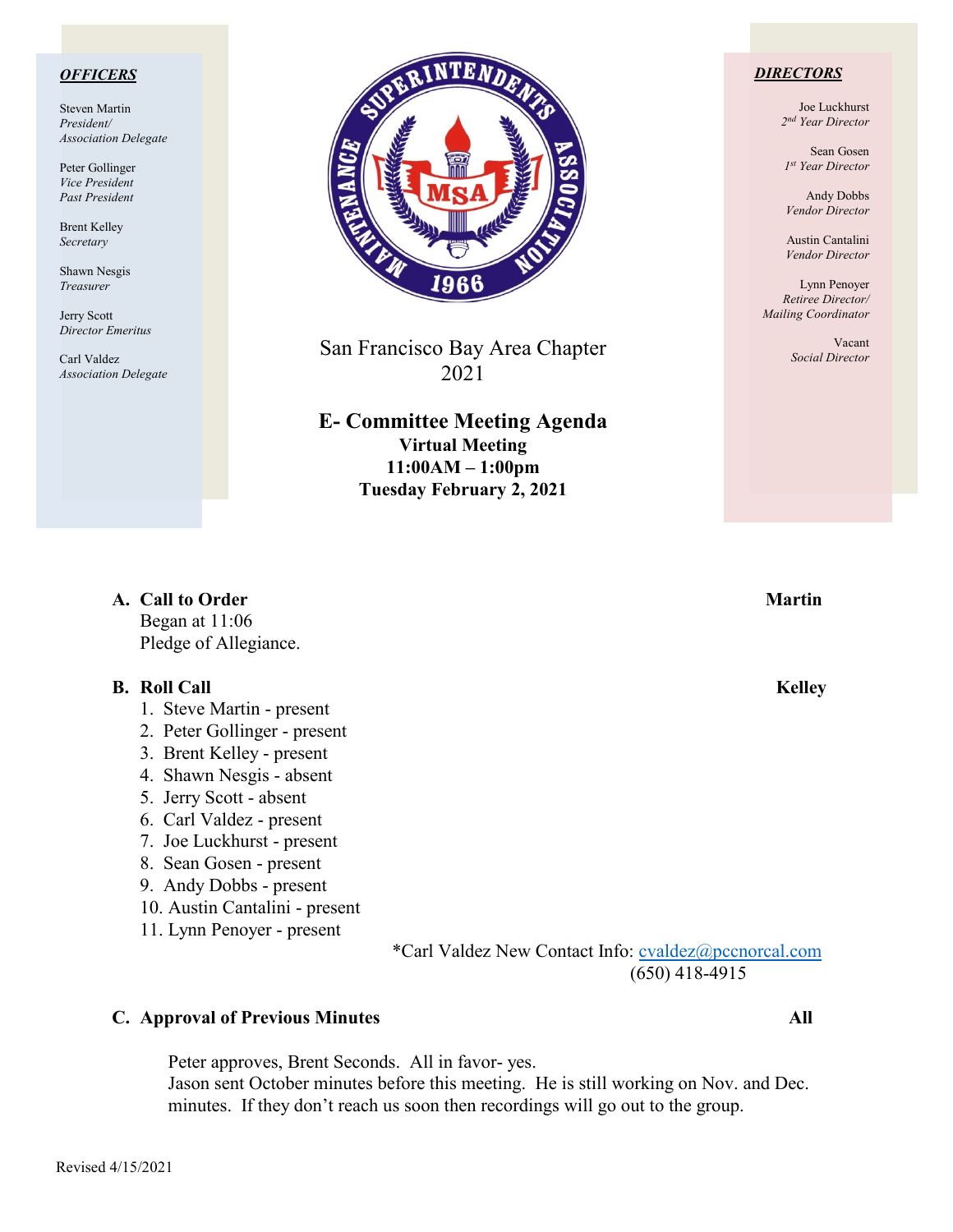***OFFICERS***

Steven Martin
*President/*
*Association Delegate*

Peter Gollinger
*Vice President*
*Past President*

Brent Kelley
*Secretary*

Shawn Nesgis
*Treasurer*

Jerry Scott
*Director Emeritus*

Carl Valdez
*Association Delegate*

***DIRECTORS***

Joe Luckhurst
*2nd Year Director*

Sean Gosen
*1st Year Director*

Andy Dobbs
*Vendor Director*

Austin Cantalini
*Vendor Director*

Lynn Penoyer
*Retiree Director/*
*Mailing Coordinator*

Vacant
*Social Director*

San Francisco Bay Area Chapter
2021

# E- Committee Meeting Agenda

**Virtual Meeting**
**11:00AM – 1:00pm**
**Tuesday February 2, 2021**

### A. Call to Order — Martin

Began at 11:06
Pledge of Allegiance.

### B. Roll Call — Kelley

1. Steve Martin - present
2. Peter Gollinger - present
3. Brent Kelley - present
4. Shawn Nesgis - absent
5. Jerry Scott - absent
6. Carl Valdez - present
7. Joe Luckhurst - present
8. Sean Gosen - present
9. Andy Dobbs - present
10. Austin Cantalini - present
11. Lynn Penoyer - present

*Carl Valdez New Contact Info: cvaldez@pccnorcal.com
(650) 418-4915

### C. Approval of Previous Minutes — All

Peter approves, Brent Seconds. All in favor- yes.
Jason sent October minutes before this meeting. He is still working on Nov. and Dec. minutes. If they don't reach us soon then recordings will go out to the group.

Revised 4/15/2021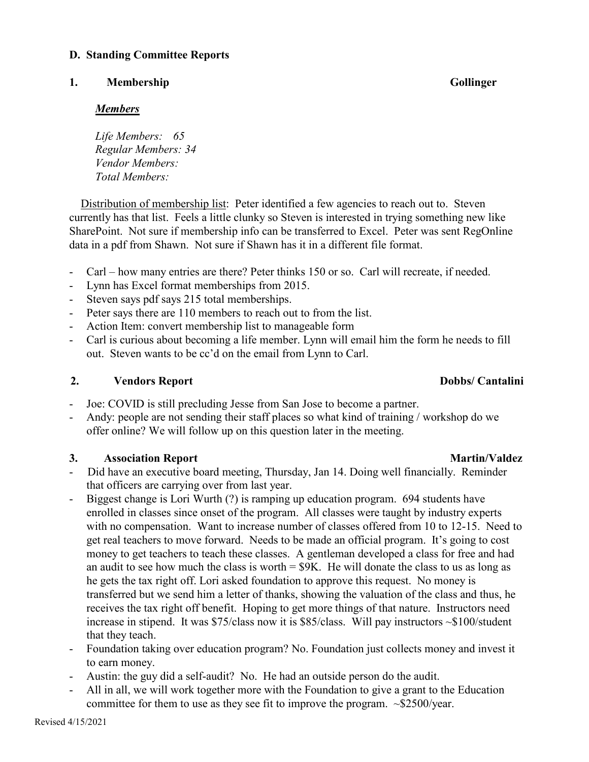## D. Standing Committee Reports

### 1. Membership — Gollinger

***Members***

*Life Members: 65*
*Regular Members: 34*
*Vendor Members:*
*Total Members:*

Distribution of membership list: Peter identified a few agencies to reach out to. Steven currently has that list. Feels a little clunky so Steven is interested in trying something new like SharePoint. Not sure if membership info can be transferred to Excel. Peter was sent RegOnline data in a pdf from Shawn. Not sure if Shawn has it in a different file format.

- Carl – how many entries are there? Peter thinks 150 or so. Carl will recreate, if needed.
- Lynn has Excel format memberships from 2015.
- Steven says pdf says 215 total memberships.
- Peter says there are 110 members to reach out to from the list.
- Action Item: convert membership list to manageable form
- Carl is curious about becoming a life member. Lynn will email him the form he needs to fill out. Steven wants to be cc'd on the email from Lynn to Carl.

### 2. Vendors Report — Dobbs/ Cantalini

- Joe: COVID is still precluding Jesse from San Jose to become a partner.
- Andy: people are not sending their staff places so what kind of training / workshop do we offer online? We will follow up on this question later in the meeting.

### 3. Association Report — Martin/Valdez

- Did have an executive board meeting, Thursday, Jan 14. Doing well financially. Reminder that officers are carrying over from last year.
- Biggest change is Lori Wurth (?) is ramping up education program. 694 students have enrolled in classes since onset of the program. All classes were taught by industry experts with no compensation. Want to increase number of classes offered from 10 to 12-15. Need to get real teachers to move forward. Needs to be made an official program. It's going to cost money to get teachers to teach these classes. A gentleman developed a class for free and had an audit to see how much the class is worth = $9K. He will donate the class to us as long as he gets the tax right off. Lori asked foundation to approve this request. No money is transferred but we send him a letter of thanks, showing the valuation of the class and thus, he receives the tax right off benefit. Hoping to get more things of that nature. Instructors need increase in stipend. It was $75/class now it is $85/class. Will pay instructors ~$100/student that they teach.
- Foundation taking over education program? No. Foundation just collects money and invest it to earn money.
- Austin: the guy did a self-audit? No. He had an outside person do the audit.
- All in all, we will work together more with the Foundation to give a grant to the Education committee for them to use as they see fit to improve the program. ~$2500/year.

Revised 4/15/2021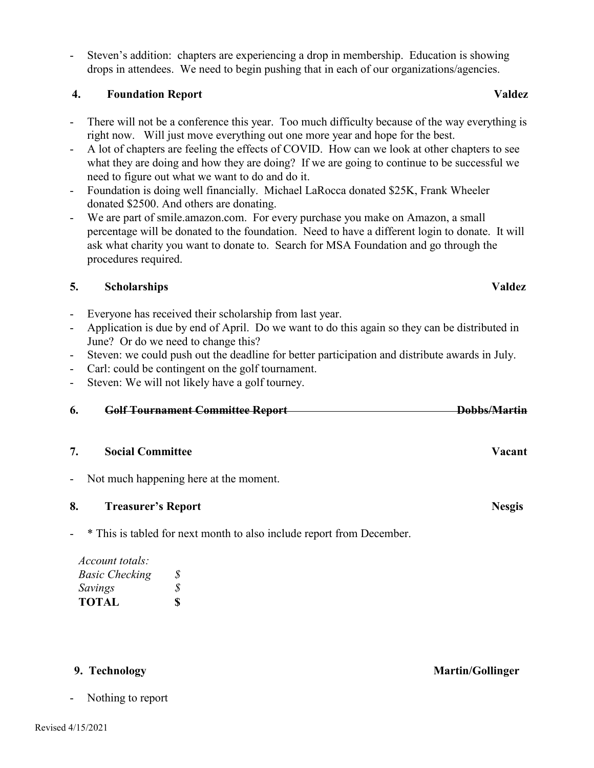- Steven's addition: chapters are experiencing a drop in membership. Education is showing drops in attendees. We need to begin pushing that in each of our organizations/agencies.

### 4. Foundation Report — Valdez

- There will not be a conference this year. Too much difficulty because of the way everything is right now. Will just move everything out one more year and hope for the best.
- A lot of chapters are feeling the effects of COVID. How can we look at other chapters to see what they are doing and how they are doing? If we are going to continue to be successful we need to figure out what we want to do and do it.
- Foundation is doing well financially. Michael LaRocca donated $25K, Frank Wheeler donated $2500. And others are donating.
- We are part of smile.amazon.com. For every purchase you make on Amazon, a small percentage will be donated to the foundation. Need to have a different login to donate. It will ask what charity you want to donate to. Search for MSA Foundation and go through the procedures required.

### 5. Scholarships — Valdez

- Everyone has received their scholarship from last year.
- Application is due by end of April. Do we want to do this again so they can be distributed in June? Or do we need to change this?
- Steven: we could push out the deadline for better participation and distribute awards in July.
- Carl: could be contingent on the golf tournament.
- Steven: We will not likely have a golf tourney.

### ~~6. Golf Tournament Committee Report — Dobbs/Martin~~

### 7. Social Committee — Vacant

- Not much happening here at the moment.

### 8. Treasurer's Report — Nesgis

- * This is tabled for next month to also include report from December.

| *Account totals:* | |
|---|---|
| *Basic Checking* | *$* |
| *Savings* | *$* |
| **TOTAL** | **$** |

### 9. Technology — Martin/Gollinger

- Nothing to report

Revised 4/15/2021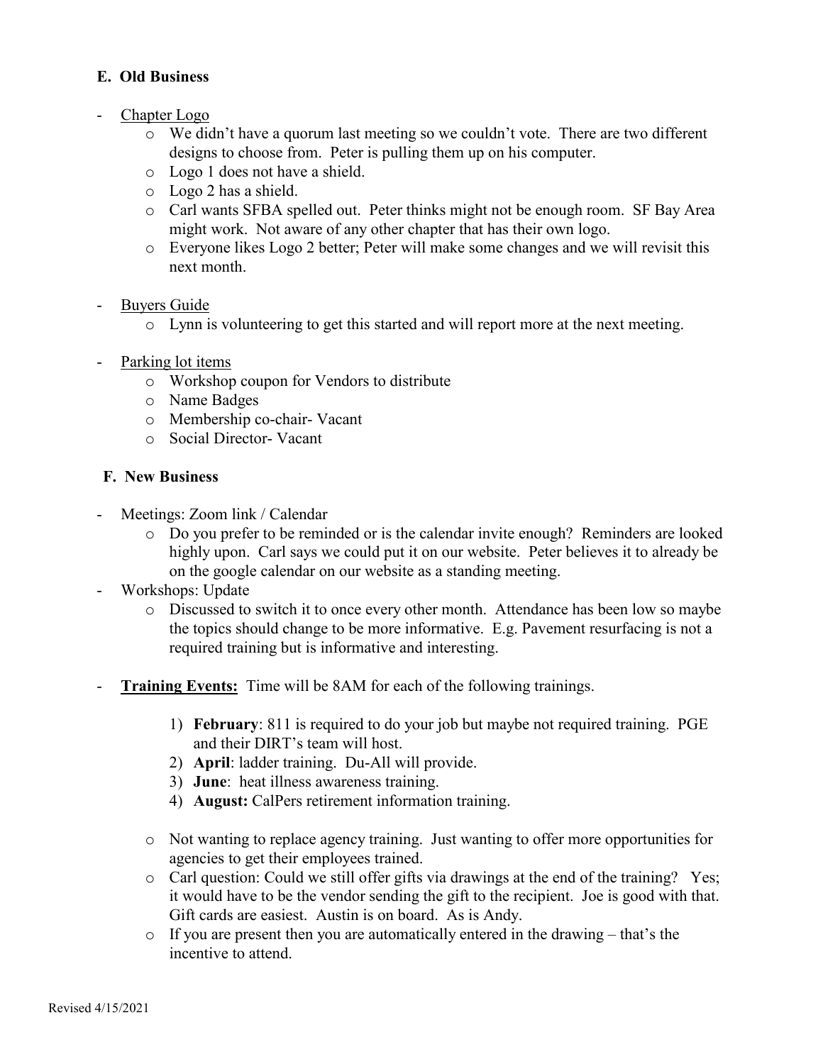### E. Old Business

- Chapter Logo
  - We didn't have a quorum last meeting so we couldn't vote. There are two different designs to choose from. Peter is pulling them up on his computer.
  - Logo 1 does not have a shield.
  - Logo 2 has a shield.
  - Carl wants SFBA spelled out. Peter thinks might not be enough room. SF Bay Area might work. Not aware of any other chapter that has their own logo.
  - Everyone likes Logo 2 better; Peter will make some changes and we will revisit this next month.

- Buyers Guide
  - Lynn is volunteering to get this started and will report more at the next meeting.

- Parking lot items
  - Workshop coupon for Vendors to distribute
  - Name Badges
  - Membership co-chair- Vacant
  - Social Director- Vacant

### F. New Business

- Meetings: Zoom link / Calendar
  - Do you prefer to be reminded or is the calendar invite enough? Reminders are looked highly upon. Carl says we could put it on our website. Peter believes it to already be on the google calendar on our website as a standing meeting.
- Workshops: Update
  - Discussed to switch it to once every other month. Attendance has been low so maybe the topics should change to be more informative. E.g. Pavement resurfacing is not a required training but is informative and interesting.

- **Training Events:** Time will be 8AM for each of the following trainings.

  1) **February**: 811 is required to do your job but maybe not required training. PGE and their DIRT's team will host.
  2) **April**: ladder training. Du-All will provide.
  3) **June**: heat illness awareness training.
  4) **August:** CalPers retirement information training.

  - Not wanting to replace agency training. Just wanting to offer more opportunities for agencies to get their employees trained.
  - Carl question: Could we still offer gifts via drawings at the end of the training? Yes; it would have to be the vendor sending the gift to the recipient. Joe is good with that. Gift cards are easiest. Austin is on board. As is Andy.
  - If you are present then you are automatically entered in the drawing – that's the incentive to attend.

Revised 4/15/2021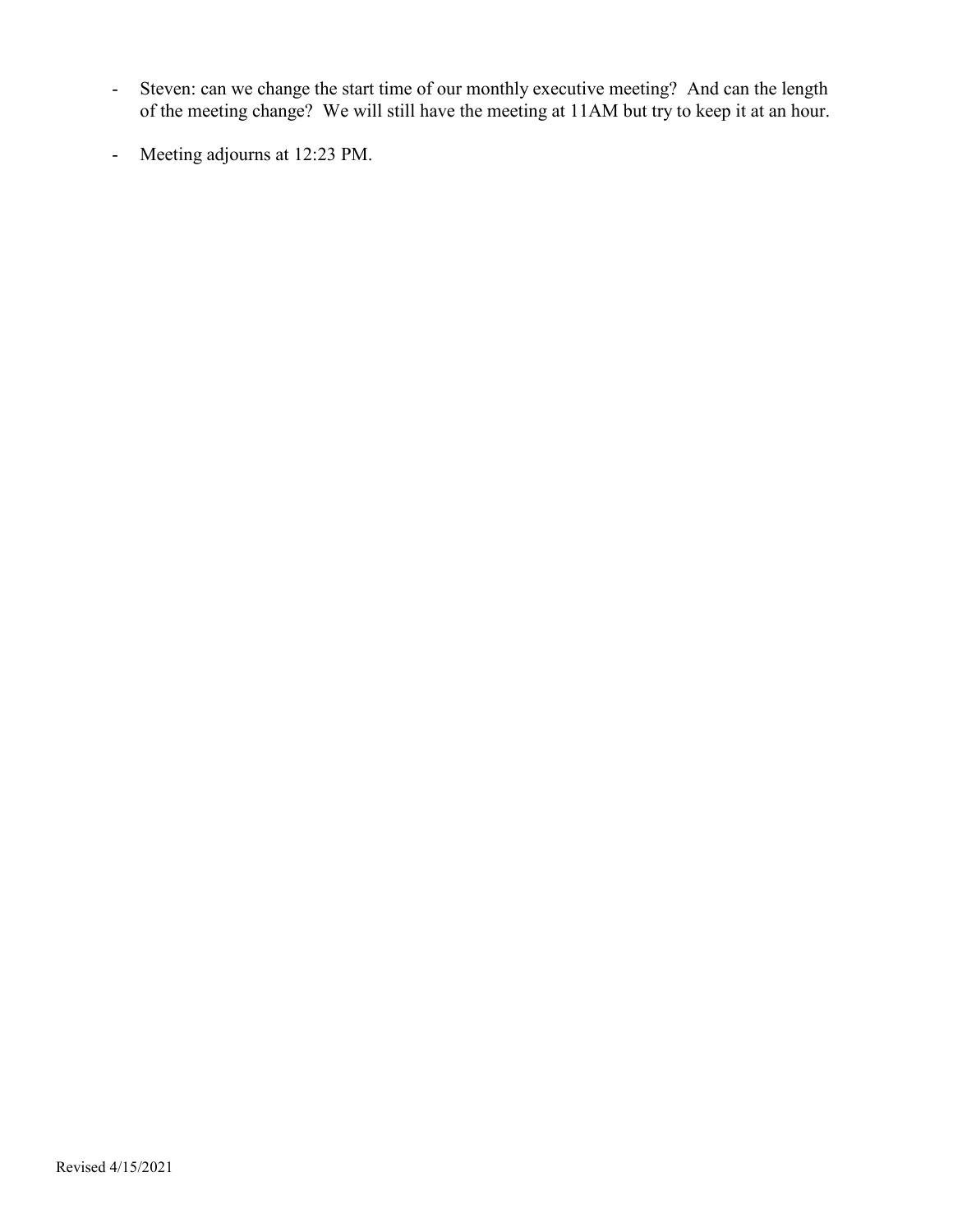- Steven: can we change the start time of our monthly executive meeting? And can the length of the meeting change? We will still have the meeting at 11AM but try to keep it at an hour.

- Meeting adjourns at 12:23 PM.

Revised 4/15/2021